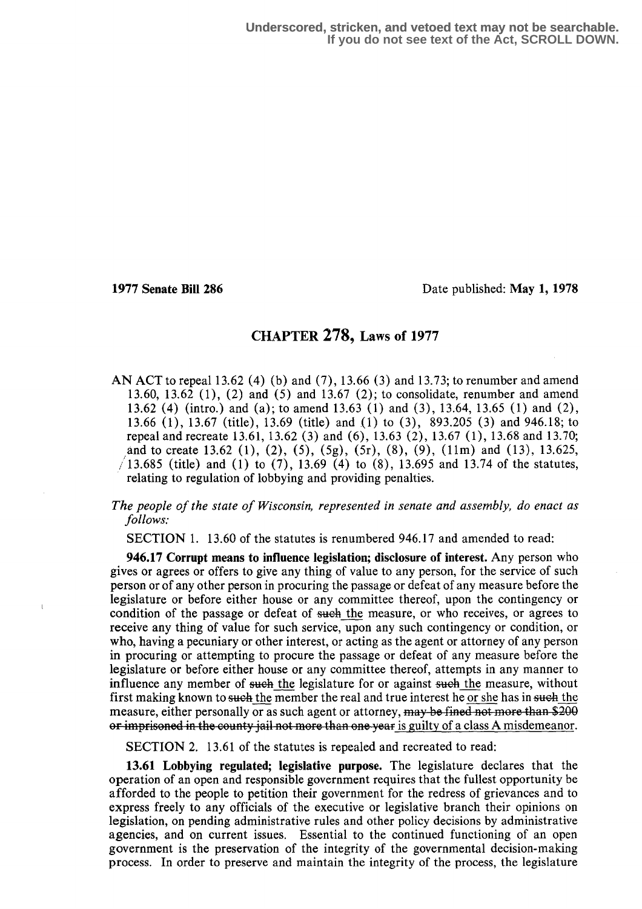Underscored, stricken, and vetoed text may not be searchable.
If you do not see text of the Act, SCROLL DOWN.

**1977 Senate Bill 286** Date published: **May 1, 1978**

## CHAPTER 278, Laws of 1977

AN ACT to repeal 13.62 (4) (b) and (7), 13.66 (3) and 13.73; to renumber and amend 13.60, 13.62 (1), (2) and (5) and 13.67 (2); to consolidate, renumber and amend 13.62 (4) (intro.) and (a); to amend 13.63 (1) and (3), 13.64, 13.65 (1) and (2), 13.66 (1), 13.67 (title), 13.69 (title) and (1) to (3), 893.205 (3) and 946.18; to repeal and recreate 13.61, 13.62 (3) and (6), 13.63 (2), 13.67 (1), 13.68 and 13.70; and to create 13.62 (1), (2), (5), (5g), (5r), (8), (9), (11m) and (13), 13.625, 13.685 (title) and (1) to (7), 13.69 (4) to (8), 13.695 and 13.74 of the statutes, relating to regulation of lobbying and providing penalties.

*The people of the state of Wisconsin, represented in senate and assembly, do enact as follows:*

SECTION 1. 13.60 of the statutes is renumbered 946.17 and amended to read:

**946.17 Corrupt means to influence legislation; disclosure of interest.** Any person who gives or agrees or offers to give any thing of value to any person, for the service of such person or of any other person in procuring the passage or defeat of any measure before the legislature or before either house or any committee thereof, upon the contingency or condition of the passage or defeat of ~~such~~ the measure, or who receives, or agrees to receive any thing of value for such service, upon any such contingency or condition, or who, having a pecuniary or other interest, or acting as the agent or attorney of any person in procuring or attempting to procure the passage or defeat of any measure before the legislature or before either house or any committee thereof, attempts in any manner to influence any member of ~~such~~ the legislature for or against ~~such~~ the measure, without first making known to ~~such~~ the member the real and true interest he or she has in ~~such~~ the measure, either personally or as such agent or attorney, ~~may be fined not more than $200 or imprisoned in the county jail not more than one year~~ is guilty of a class A misdemeanor.

SECTION 2. 13.61 of the statutes is repealed and recreated to read:

**13.61 Lobbying regulated; legislative purpose.** The legislature declares that the operation of an open and responsible government requires that the fullest opportunity be afforded to the people to petition their government for the redress of grievances and to express freely to any officials of the executive or legislative branch their opinions on legislation, on pending administrative rules and other policy decisions by administrative agencies, and on current issues. Essential to the continued functioning of an open government is the preservation of the integrity of the governmental decision-making process. In order to preserve and maintain the integrity of the process, the legislature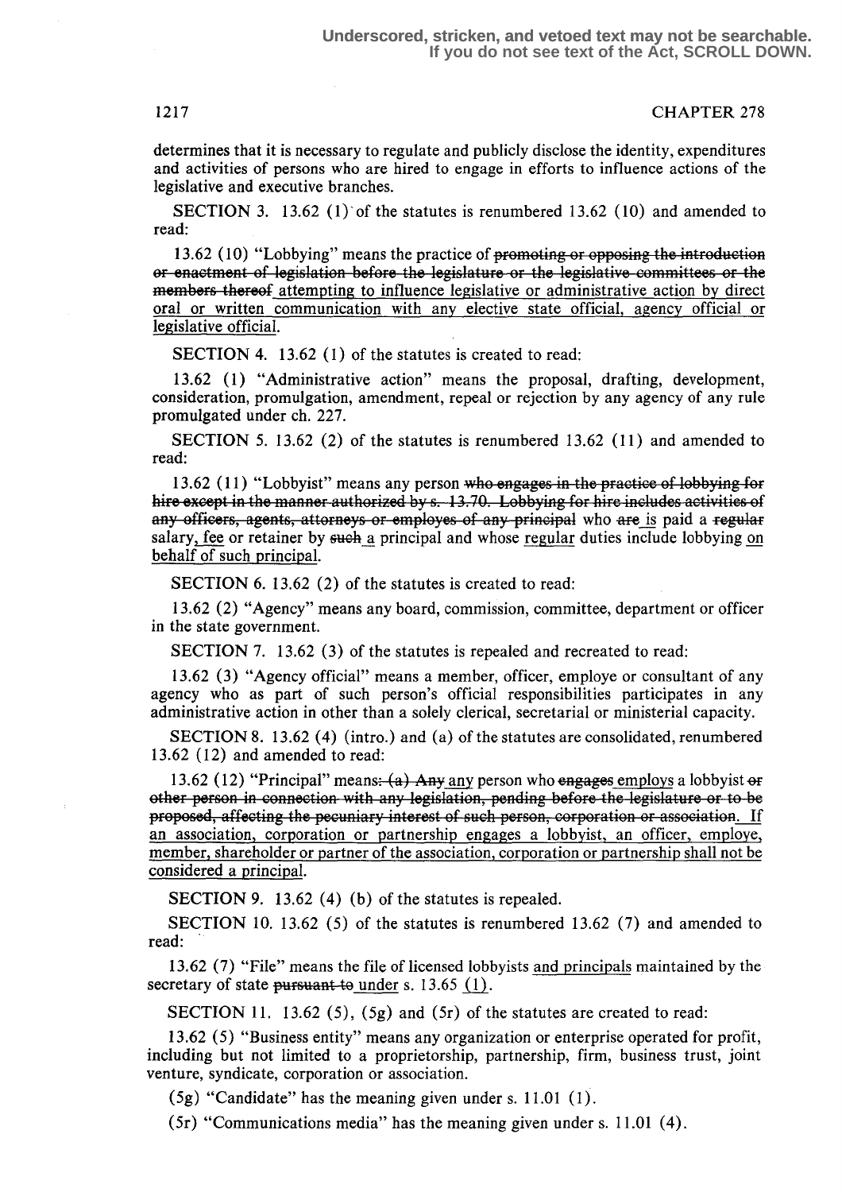determines that it is necessary to regulate and publicly disclose the identity, expenditures and activities of persons who are hired to engage in efforts to influence actions of the legislative and executive branches.

SECTION 3. 13.62 (1) of the statutes is renumbered 13.62 (10) and amended to read:

13.62 (10) "Lobbying" means the practice of ~~promoting or opposing the introduction or enactment of legislation before the legislature or the legislative committees or the members thereof~~ <u>attempting to influence legislative or administrative action by direct oral or written communication with any elective state official, agency official or legislative official</u>.

SECTION 4. 13.62 (1) of the statutes is created to read:

13.62 (1) "Administrative action" means the proposal, drafting, development, consideration, promulgation, amendment, repeal or rejection by any agency of any rule promulgated under ch. 227.

SECTION 5. 13.62 (2) of the statutes is renumbered 13.62 (11) and amended to read:

13.62 (11) "Lobbyist" means any person ~~who engages in the practice of lobbying for hire except in the manner authorized by s. 13.70. Lobbying for hire includes activities of any officers, agents, attorneys or employes of any principal~~ who ~~are~~ <u>is</u> paid a ~~regular~~ salary<u>, fee</u> or retainer by ~~such~~ <u>a</u> principal and whose <u>regular</u> duties include lobbying <u>on behalf of such principal</u>.

SECTION 6. 13.62 (2) of the statutes is created to read:

13.62 (2) "Agency" means any board, commission, committee, department or officer in the state government.

SECTION 7. 13.62 (3) of the statutes is repealed and recreated to read:

13.62 (3) "Agency official" means a member, officer, employe or consultant of any agency who as part of such person's official responsibilities participates in any administrative action in other than a solely clerical, secretarial or ministerial capacity.

SECTION 8. 13.62 (4) (intro.) and (a) of the statutes are consolidated, renumbered 13.62 (12) and amended to read:

13.62 (12) "Principal" means~~: (a) Any~~ <u>any</u> person who ~~engages~~ <u>employs</u> a lobbyist ~~or other person in connection with any legislation, pending before the legislature or to be proposed, affecting the pecuniary interest of such person, corporation or association.~~ <u>If an association, corporation or partnership engages a lobbyist, an officer, employe, member, shareholder or partner of the association, corporation or partnership shall not be considered a principal.</u>

SECTION 9. 13.62 (4) (b) of the statutes is repealed.

SECTION 10. 13.62 (5) of the statutes is renumbered 13.62 (7) and amended to read:

13.62 (7) "File" means the file of licensed lobbyists <u>and principals</u> maintained by the secretary of state ~~pursuant to~~ <u>under</u> s. 13.65 <u>(1)</u>.

SECTION 11. 13.62 (5), (5g) and (5r) of the statutes are created to read:

13.62 (5) "Business entity" means any organization or enterprise operated for profit, including but not limited to a proprietorship, partnership, firm, business trust, joint venture, syndicate, corporation or association.

(5g) "Candidate" has the meaning given under s. 11.01 (1).

(5r) "Communications media" has the meaning given under s. 11.01 (4).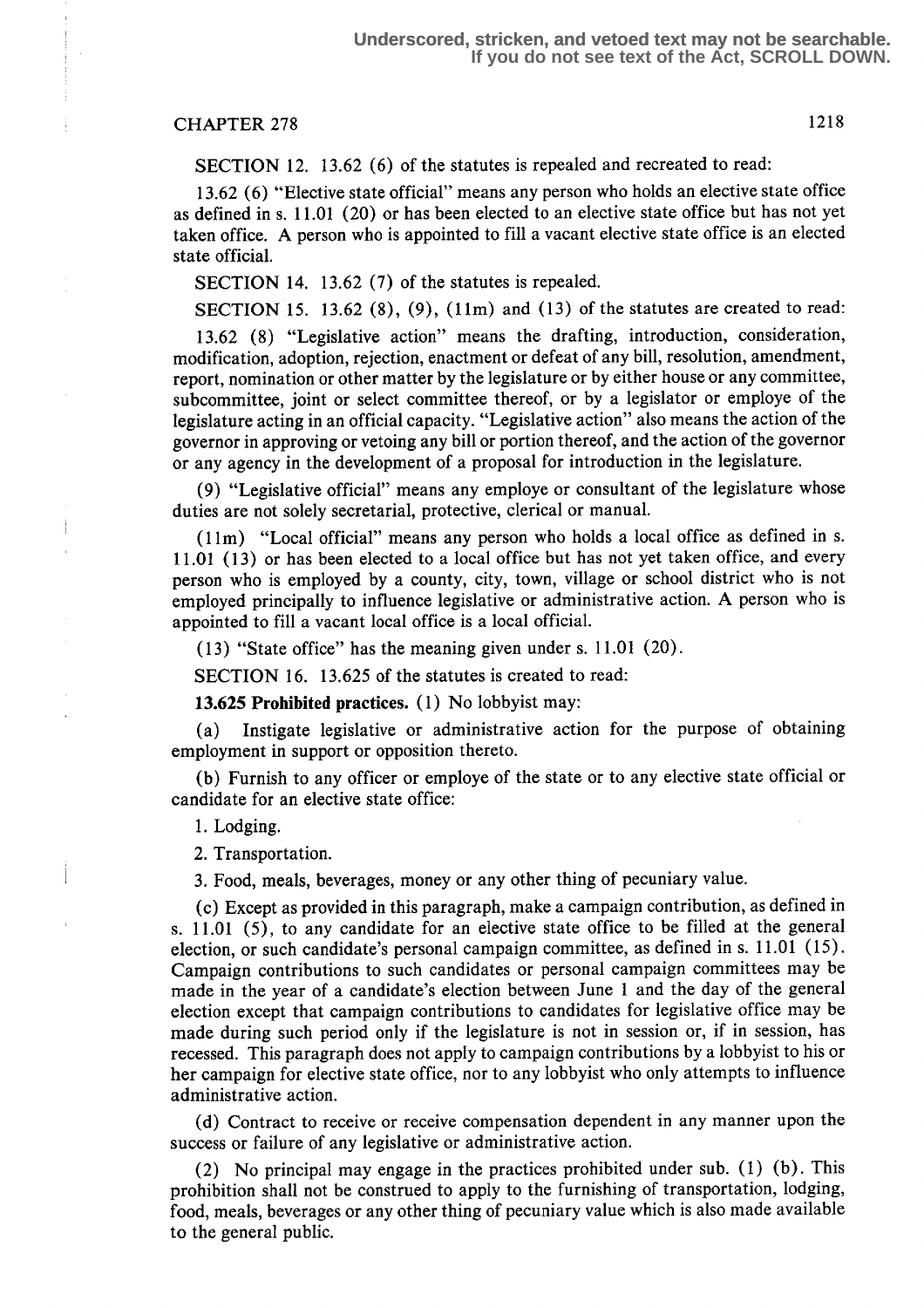CHAPTER 278

SECTION 12. 13.62 (6) of the statutes is repealed and recreated to read:

13.62 (6) "Elective state official" means any person who holds an elective state office as defined in s. 11.01 (20) or has been elected to an elective state office but has not yet taken office. A person who is appointed to fill a vacant elective state office is an elected state official.

SECTION 14. 13.62 (7) of the statutes is repealed.

SECTION 15. 13.62 (8), (9), (11m) and (13) of the statutes are created to read:

13.62 (8) "Legislative action" means the drafting, introduction, consideration, modification, adoption, rejection, enactment or defeat of any bill, resolution, amendment, report, nomination or other matter by the legislature or by either house or any committee, subcommittee, joint or select committee thereof, or by a legislator or employe of the legislature acting in an official capacity. "Legislative action" also means the action of the governor in approving or vetoing any bill or portion thereof, and the action of the governor or any agency in the development of a proposal for introduction in the legislature.

(9) "Legislative official" means any employe or consultant of the legislature whose duties are not solely secretarial, protective, clerical or manual.

(11m) "Local official" means any person who holds a local office as defined in s. 11.01 (13) or has been elected to a local office but has not yet taken office, and every person who is employed by a county, city, town, village or school district who is not employed principally to influence legislative or administrative action. A person who is appointed to fill a vacant local office is a local official.

(13) "State office" has the meaning given under s. 11.01 (20).

SECTION 16. 13.625 of the statutes is created to read:

**13.625 Prohibited practices.** (1) No lobbyist may:

(a) Instigate legislative or administrative action for the purpose of obtaining employment in support or opposition thereto.

(b) Furnish to any officer or employe of the state or to any elective state official or candidate for an elective state office:

1. Lodging.

2. Transportation.

3. Food, meals, beverages, money or any other thing of pecuniary value.

(c) Except as provided in this paragraph, make a campaign contribution, as defined in s. 11.01 (5), to any candidate for an elective state office to be filled at the general election, or such candidate's personal campaign committee, as defined in s. 11.01 (15). Campaign contributions to such candidates or personal campaign committees may be made in the year of a candidate's election between June 1 and the day of the general election except that campaign contributions to candidates for legislative office may be made during such period only if the legislature is not in session or, if in session, has recessed. This paragraph does not apply to campaign contributions by a lobbyist to his or her campaign for elective state office, nor to any lobbyist who only attempts to influence administrative action.

(d) Contract to receive or receive compensation dependent in any manner upon the success or failure of any legislative or administrative action.

(2) No principal may engage in the practices prohibited under sub. (1) (b). This prohibition shall not be construed to apply to the furnishing of transportation, lodging, food, meals, beverages or any other thing of pecuniary value which is also made available to the general public.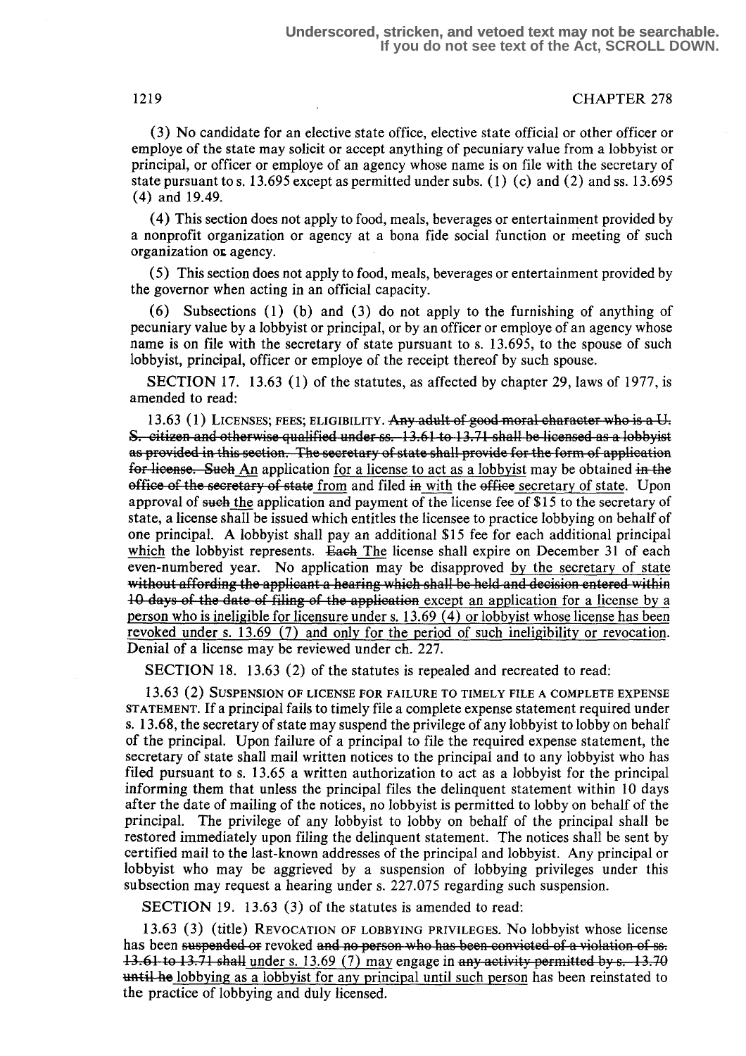(3) No candidate for an elective state office, elective state official or other officer or employe of the state may solicit or accept anything of pecuniary value from a lobbyist or principal, or officer or employe of an agency whose name is on file with the secretary of state pursuant to s. 13.695 except as permitted under subs. (1) (c) and (2) and ss. 13.695 (4) and 19.49.

(4) This section does not apply to food, meals, beverages or entertainment provided by a nonprofit organization or agency at a bona fide social function or meeting of such organization or agency.

(5) This section does not apply to food, meals, beverages or entertainment provided by the governor when acting in an official capacity.

(6) Subsections (1) (b) and (3) do not apply to the furnishing of anything of pecuniary value by a lobbyist or principal, or by an officer or employe of an agency whose name is on file with the secretary of state pursuant to s. 13.695, to the spouse of such lobbyist, principal, officer or employe of the receipt thereof by such spouse.

SECTION 17. 13.63 (1) of the statutes, as affected by chapter 29, laws of 1977, is amended to read:

13.63 (1) LICENSES; FEES; ELIGIBILITY. ~~Any adult of good moral character who is a U. S. citizen and otherwise qualified under ss. 13.61 to 13.71 shall be licensed as a lobbyist as provided in this section. The secretary of state shall provide for the form of application for license. Such~~ An application for a license to act as a lobbyist may be obtained ~~in the office of the secretary of state~~ from and filed ~~in~~ with the ~~office~~ secretary of state. Upon approval of ~~such~~ the application and payment of the license fee of $15 to the secretary of state, a license shall be issued which entitles the licensee to practice lobbying on behalf of one principal. A lobbyist shall pay an additional $15 fee for each additional principal which the lobbyist represents. ~~Each~~ The license shall expire on December 31 of each even-numbered year. No application may be disapproved by the secretary of state ~~without affording the applicant a hearing which shall be held and decision entered within 10 days of the date of filing of the application~~ except an application for a license by a person who is ineligible for licensure under s. 13.69 (4) or lobbyist whose license has been revoked under s. 13.69 (7) and only for the period of such ineligibility or revocation. Denial of a license may be reviewed under ch. 227.

SECTION 18. 13.63 (2) of the statutes is repealed and recreated to read:

13.63 (2) SUSPENSION OF LICENSE FOR FAILURE TO TIMELY FILE A COMPLETE EXPENSE STATEMENT. If a principal fails to timely file a complete expense statement required under s. 13.68, the secretary of state may suspend the privilege of any lobbyist to lobby on behalf of the principal. Upon failure of a principal to file the required expense statement, the secretary of state shall mail written notices to the principal and to any lobbyist who has filed pursuant to s. 13.65 a written authorization to act as a lobbyist for the principal informing them that unless the principal files the delinquent statement within 10 days after the date of mailing of the notices, no lobbyist is permitted to lobby on behalf of the principal. The privilege of any lobbyist to lobby on behalf of the principal shall be restored immediately upon filing the delinquent statement. The notices shall be sent by certified mail to the last-known addresses of the principal and lobbyist. Any principal or lobbyist who may be aggrieved by a suspension of lobbying privileges under this subsection may request a hearing under s. 227.075 regarding such suspension.

SECTION 19. 13.63 (3) of the statutes is amended to read:

13.63 (3) (title) REVOCATION OF LOBBYING PRIVILEGES. No lobbyist whose license has been ~~suspended or~~ revoked ~~and no person who has been convicted of a violation of ss. 13.61 to 13.71 shall~~ under s. 13.69 (7) may engage in ~~any activity permitted by s. 13.70 until he~~ lobbying as a lobbyist for any principal until such person has been reinstated to the practice of lobbying and duly licensed.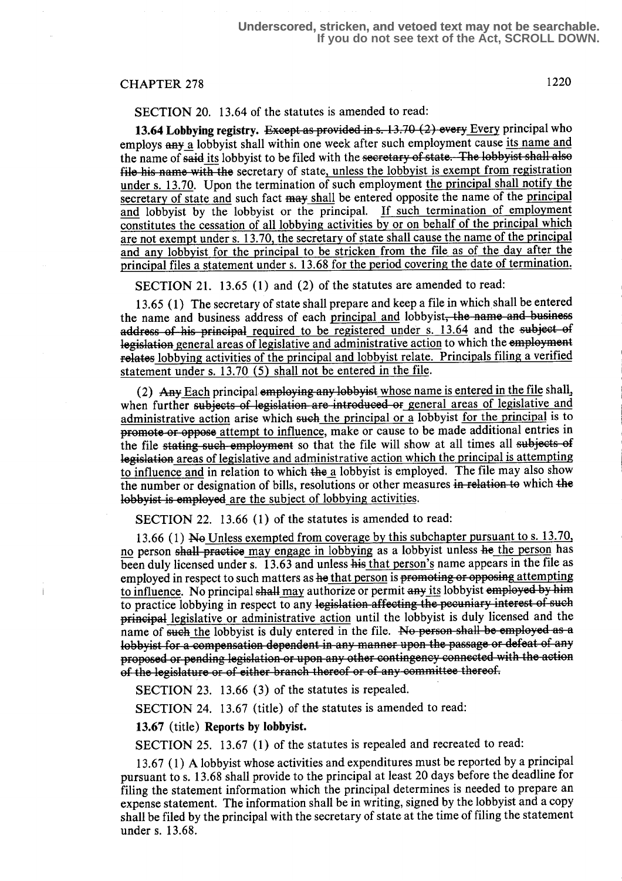SECTION 20. 13.64 of the statutes is amended to read:

**13.64 Lobbying registry.** ~~Except as provided in s. 13.70 (2) every~~ Every principal who employs ~~any~~ a lobbyist shall within one week after such employment cause its name and the name of ~~said~~ its lobbyist to be filed with the ~~secretary of state. The lobbyist shall also file his name with the~~ secretary of state, unless the lobbyist is exempt from registration under s. 13.70. Upon the termination of such employment the principal shall notify the secretary of state and such fact ~~may~~ shall be entered opposite the name of the principal and lobbyist by the lobbyist or the principal. If such termination of employment constitutes the cessation of all lobbying activities by or on behalf of the principal which are not exempt under s. 13.70, the secretary of state shall cause the name of the principal and any lobbyist for the principal to be stricken from the file as of the day after the principal files a statement under s. 13.68 for the period covering the date of termination.

SECTION 21. 13.65 (1) and (2) of the statutes are amended to read:

13.65 (1) The secretary of state shall prepare and keep a file in which shall be entered the name and business address of each principal and lobbyist~~, the name and business address of his principal~~ required to be registered under s. 13.64 and the ~~subject of legislation~~ general areas of legislative and administrative action to which the ~~employment relates~~ lobbying activities of the principal and lobbyist relate. Principals filing a verified statement under s. 13.70 (5) shall not be entered in the file.

(2) ~~Any~~ Each principal ~~employing any lobbyist~~ whose name is entered in the file shall, when further ~~subjects of legislation are introduced or~~ general areas of legislative and administrative action arise which ~~such~~ the principal or a lobbyist for the principal is to ~~promote or oppose~~ attempt to influence, make or cause to be made additional entries in the file ~~stating such employment~~ so that the file will show at all times all ~~subjects of legislation~~ areas of legislative and administrative action which the principal is attempting to influence and in relation to which ~~the~~ a lobbyist is employed. The file may also show the number or designation of bills, resolutions or other measures ~~in relation to~~ which ~~the lobbyist is employed~~ are the subject of lobbying activities.

SECTION 22. 13.66 (1) of the statutes is amended to read:

13.66 (1) ~~No~~ Unless exempted from coverage by this subchapter pursuant to s. 13.70, no person ~~shall practice~~ may engage in lobbying as a lobbyist unless ~~he~~ the person has been duly licensed under s. 13.63 and unless ~~his~~ that person's name appears in the file as employed in respect to such matters as ~~he~~ that person is ~~promoting or opposing~~ attempting to influence. No principal ~~shall~~ may authorize or permit ~~any~~ its lobbyist ~~employed by him~~ to practice lobbying in respect to any ~~legislation affecting the pecuniary interest of such principal~~ legislative or administrative action until the lobbyist is duly licensed and the name of ~~such~~ the lobbyist is duly entered in the file. ~~No person shall be employed as a lobbyist for a compensation dependent in any manner upon the passage or defeat of any proposed or pending legislation or upon any other contingency connected with the action of the legislature or of either branch thereof or of any committee thereof.~~

SECTION 23. 13.66 (3) of the statutes is repealed.

SECTION 24. 13.67 (title) of the statutes is amended to read:

**13.67** (title) **Reports by lobbyist.**

SECTION 25. 13.67 (1) of the statutes is repealed and recreated to read:

13.67 (1) A lobbyist whose activities and expenditures must be reported by a principal pursuant to s. 13.68 shall provide to the principal at least 20 days before the deadline for filing the statement information which the principal determines is needed to prepare an expense statement. The information shall be in writing, signed by the lobbyist and a copy shall be filed by the principal with the secretary of state at the time of filing the statement under s. 13.68.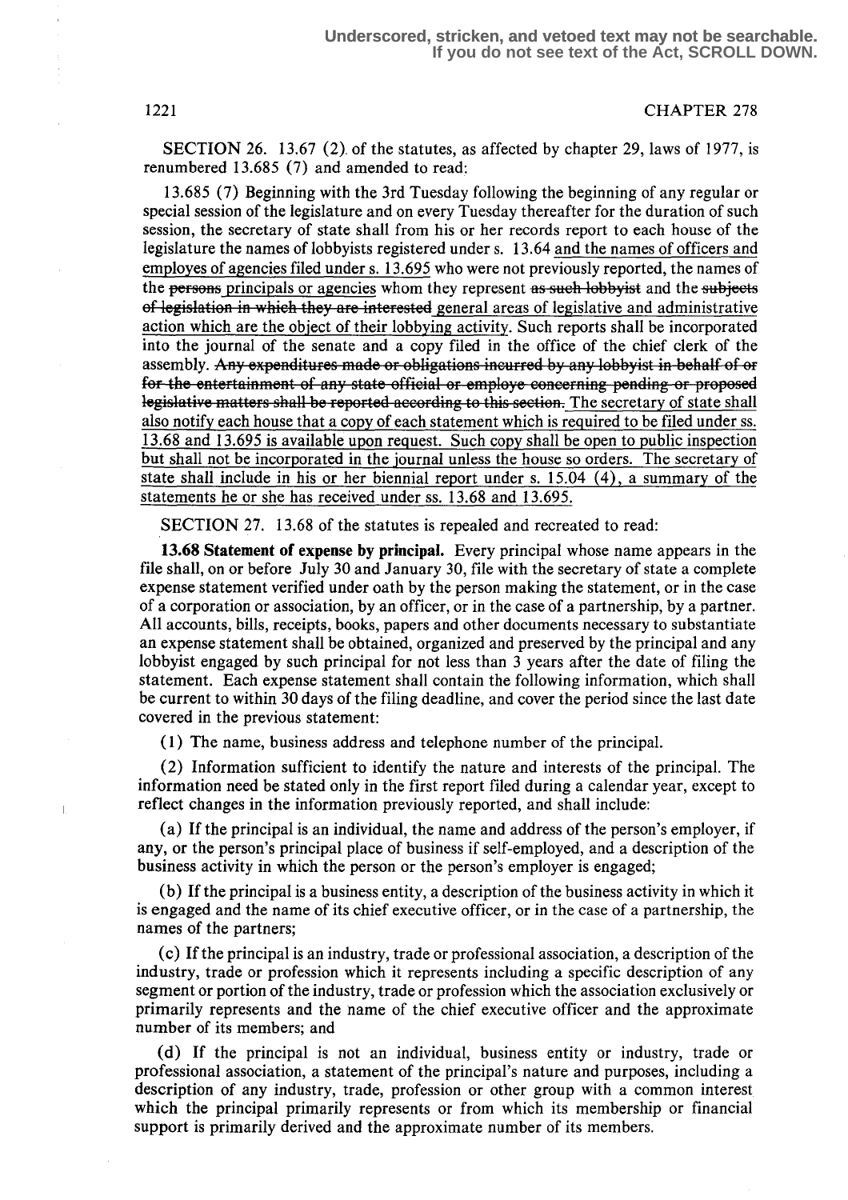SECTION 26. 13.67 (2) of the statutes, as affected by chapter 29, laws of 1977, is renumbered 13.685 (7) and amended to read:

13.685 (7) Beginning with the 3rd Tuesday following the beginning of any regular or special session of the legislature and on every Tuesday thereafter for the duration of such session, the secretary of state shall from his or her records report to each house of the legislature the names of lobbyists registered under s. 13.64 and the names of officers and employes of agencies filed under s. 13.695 who were not previously reported, the names of the persons principals or agencies whom they represent as such lobbyist and the subjects of legislation in which they are interested general areas of legislative and administrative action which are the object of their lobbying activity. Such reports shall be incorporated into the journal of the senate and a copy filed in the office of the chief clerk of the assembly. Any expenditures made or obligations incurred by any lobbyist in behalf of or for the entertainment of any state official or employe concerning pending or proposed legislative matters shall be reported according to this section. The secretary of state shall also notify each house that a copy of each statement which is required to be filed under ss. 13.68 and 13.695 is available upon request. Such copy shall be open to public inspection but shall not be incorporated in the journal unless the house so orders. The secretary of state shall include in his or her biennial report under s. 15.04 (4), a summary of the statements he or she has received under ss. 13.68 and 13.695.

SECTION 27. 13.68 of the statutes is repealed and recreated to read:

**13.68 Statement of expense by principal.** Every principal whose name appears in the file shall, on or before July 30 and January 30, file with the secretary of state a complete expense statement verified under oath by the person making the statement, or in the case of a corporation or association, by an officer, or in the case of a partnership, by a partner. All accounts, bills, receipts, books, papers and other documents necessary to substantiate an expense statement shall be obtained, organized and preserved by the principal and any lobbyist engaged by such principal for not less than 3 years after the date of filing the statement. Each expense statement shall contain the following information, which shall be current to within 30 days of the filing deadline, and cover the period since the last date covered in the previous statement:

(1) The name, business address and telephone number of the principal.

(2) Information sufficient to identify the nature and interests of the principal. The information need be stated only in the first report filed during a calendar year, except to reflect changes in the information previously reported, and shall include:

(a) If the principal is an individual, the name and address of the person's employer, if any, or the person's principal place of business if self-employed, and a description of the business activity in which the person or the person's employer is engaged;

(b) If the principal is a business entity, a description of the business activity in which it is engaged and the name of its chief executive officer, or in the case of a partnership, the names of the partners;

(c) If the principal is an industry, trade or professional association, a description of the industry, trade or profession which it represents including a specific description of any segment or portion of the industry, trade or profession which the association exclusively or primarily represents and the name of the chief executive officer and the approximate number of its members; and

(d) If the principal is not an individual, business entity or industry, trade or professional association, a statement of the principal's nature and purposes, including a description of any industry, trade, profession or other group with a common interest which the principal primarily represents or from which its membership or financial support is primarily derived and the approximate number of its members.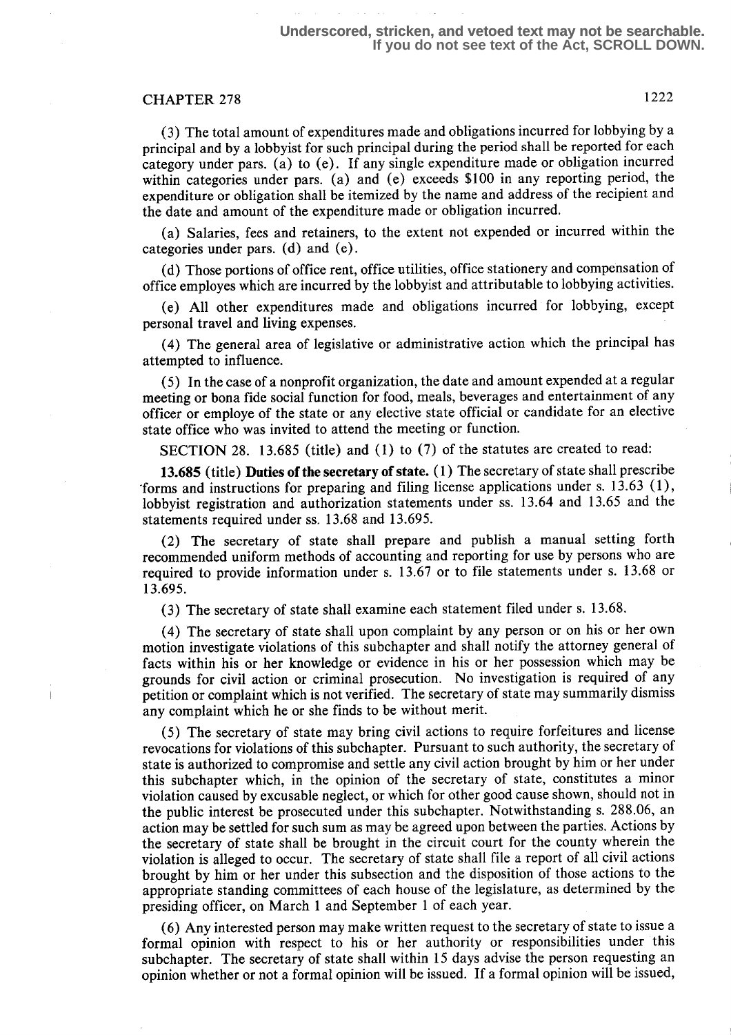(3) The total amount of expenditures made and obligations incurred for lobbying by a principal and by a lobbyist for such principal during the period shall be reported for each category under pars. (a) to (e). If any single expenditure made or obligation incurred within categories under pars. (a) and (e) exceeds $100 in any reporting period, the expenditure or obligation shall be itemized by the name and address of the recipient and the date and amount of the expenditure made or obligation incurred.

(a) Salaries, fees and retainers, to the extent not expended or incurred within the categories under pars. (d) and (e).

(d) Those portions of office rent, office utilities, office stationery and compensation of office employes which are incurred by the lobbyist and attributable to lobbying activities.

(e) All other expenditures made and obligations incurred for lobbying, except personal travel and living expenses.

(4) The general area of legislative or administrative action which the principal has attempted to influence.

(5) In the case of a nonprofit organization, the date and amount expended at a regular meeting or bona fide social function for food, meals, beverages and entertainment of any officer or employe of the state or any elective state official or candidate for an elective state office who was invited to attend the meeting or function.

SECTION 28. 13.685 (title) and (1) to (7) of the statutes are created to read:

**13.685 (title) Duties of the secretary of state.** (1) The secretary of state shall prescribe forms and instructions for preparing and filing license applications under s. 13.63 (1), lobbyist registration and authorization statements under ss. 13.64 and 13.65 and the statements required under ss. 13.68 and 13.695.

(2) The secretary of state shall prepare and publish a manual setting forth recommended uniform methods of accounting and reporting for use by persons who are required to provide information under s. 13.67 or to file statements under s. 13.68 or 13.695.

(3) The secretary of state shall examine each statement filed under s. 13.68.

(4) The secretary of state shall upon complaint by any person or on his or her own motion investigate violations of this subchapter and shall notify the attorney general of facts within his or her knowledge or evidence in his or her possession which may be grounds for civil action or criminal prosecution. No investigation is required of any petition or complaint which is not verified. The secretary of state may summarily dismiss any complaint which he or she finds to be without merit.

(5) The secretary of state may bring civil actions to require forfeitures and license revocations for violations of this subchapter. Pursuant to such authority, the secretary of state is authorized to compromise and settle any civil action brought by him or her under this subchapter which, in the opinion of the secretary of state, constitutes a minor violation caused by excusable neglect, or which for other good cause shown, should not in the public interest be prosecuted under this subchapter. Notwithstanding s. 288.06, an action may be settled for such sum as may be agreed upon between the parties. Actions by the secretary of state shall be brought in the circuit court for the county wherein the violation is alleged to occur. The secretary of state shall file a report of all civil actions brought by him or her under this subsection and the disposition of those actions to the appropriate standing committees of each house of the legislature, as determined by the presiding officer, on March 1 and September 1 of each year.

(6) Any interested person may make written request to the secretary of state to issue a formal opinion with respect to his or her authority or responsibilities under this subchapter. The secretary of state shall within 15 days advise the person requesting an opinion whether or not a formal opinion will be issued. If a formal opinion will be issued,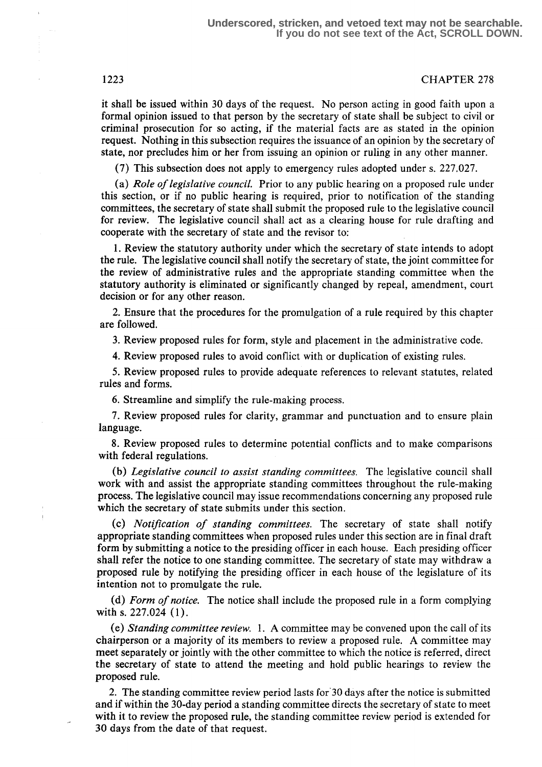it shall be issued within 30 days of the request. No person acting in good faith upon a formal opinion issued to that person by the secretary of state shall be subject to civil or criminal prosecution for so acting, if the material facts are as stated in the opinion request. Nothing in this subsection requires the issuance of an opinion by the secretary of state, nor precludes him or her from issuing an opinion or ruling in any other manner.

(7) This subsection does not apply to emergency rules adopted under s. 227.027.

(a) *Role of legislative council.* Prior to any public hearing on a proposed rule under this section, or if no public hearing is required, prior to notification of the standing committees, the secretary of state shall submit the proposed rule to the legislative council for review. The legislative council shall act as a clearing house for rule drafting and cooperate with the secretary of state and the revisor to:

1. Review the statutory authority under which the secretary of state intends to adopt the rule. The legislative council shall notify the secretary of state, the joint committee for the review of administrative rules and the appropriate standing committee when the statutory authority is eliminated or significantly changed by repeal, amendment, court decision or for any other reason.

2. Ensure that the procedures for the promulgation of a rule required by this chapter are followed.

3. Review proposed rules for form, style and placement in the administrative code.

4. Review proposed rules to avoid conflict with or duplication of existing rules.

5. Review proposed rules to provide adequate references to relevant statutes, related rules and forms.

6. Streamline and simplify the rule-making process.

7. Review proposed rules for clarity, grammar and punctuation and to ensure plain language.

8. Review proposed rules to determine potential conflicts and to make comparisons with federal regulations.

(b) *Legislative council to assist standing committees.* The legislative council shall work with and assist the appropriate standing committees throughout the rule-making process. The legislative council may issue recommendations concerning any proposed rule which the secretary of state submits under this section.

(c) *Notification of standing committees.* The secretary of state shall notify appropriate standing committees when proposed rules under this section are in final draft form by submitting a notice to the presiding officer in each house. Each presiding officer shall refer the notice to one standing committee. The secretary of state may withdraw a proposed rule by notifying the presiding officer in each house of the legislature of its intention not to promulgate the rule.

(d) *Form of notice.* The notice shall include the proposed rule in a form complying with s. 227.024 (1).

(e) *Standing committee review.* 1. A committee may be convened upon the call of its chairperson or a majority of its members to review a proposed rule. A committee may meet separately or jointly with the other committee to which the notice is referred, direct the secretary of state to attend the meeting and hold public hearings to review the proposed rule.

2. The standing committee review period lasts for 30 days after the notice is submitted and if within the 30-day period a standing committee directs the secretary of state to meet with it to review the proposed rule, the standing committee review period is extended for 30 days from the date of that request.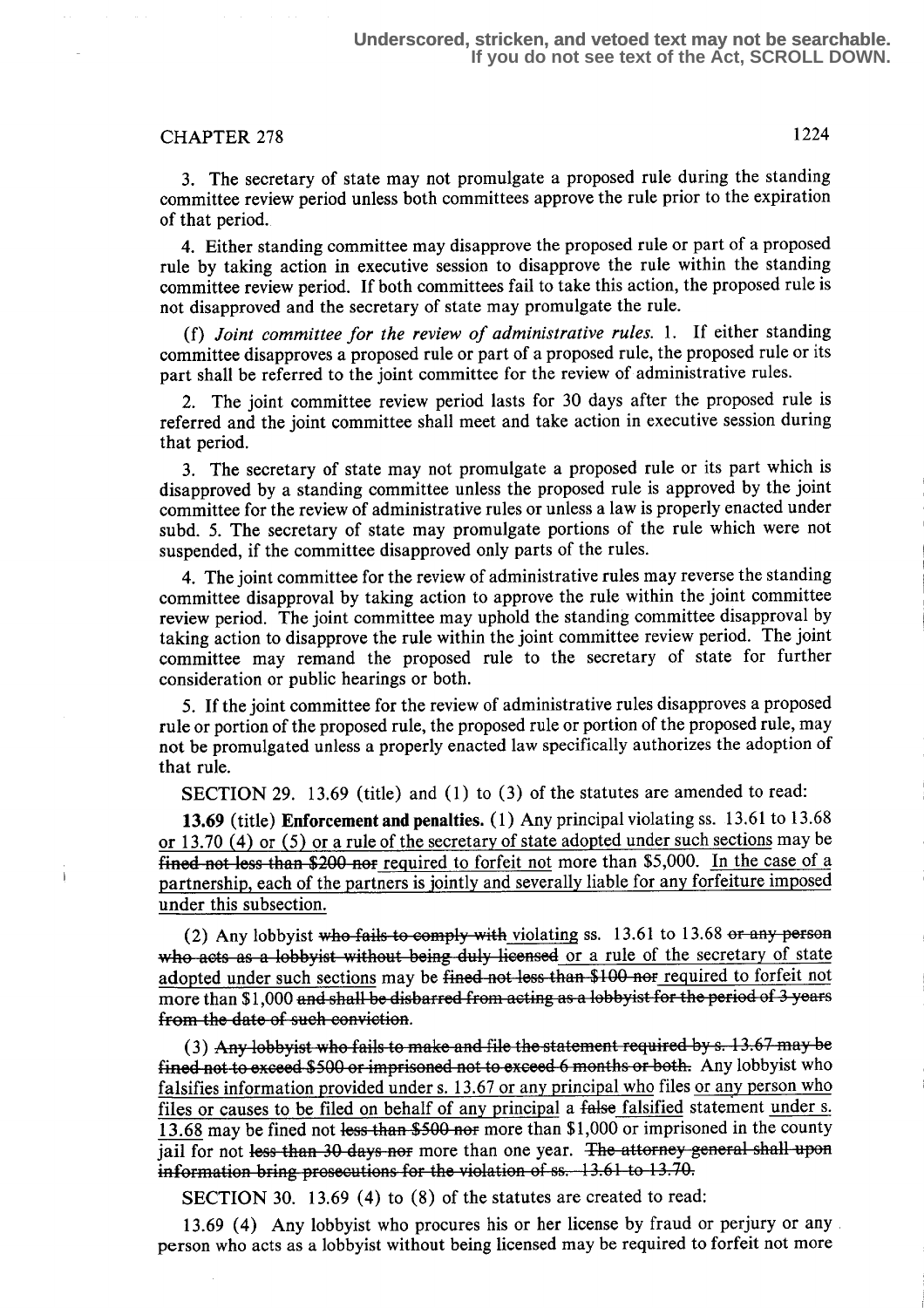3. The secretary of state may not promulgate a proposed rule during the standing committee review period unless both committees approve the rule prior to the expiration of that period.

4. Either standing committee may disapprove the proposed rule or part of a proposed rule by taking action in executive session to disapprove the rule within the standing committee review period. If both committees fail to take this action, the proposed rule is not disapproved and the secretary of state may promulgate the rule.

(f) *Joint committee for the review of administrative rules.* 1. If either standing committee disapproves a proposed rule or part of a proposed rule, the proposed rule or its part shall be referred to the joint committee for the review of administrative rules.

2. The joint committee review period lasts for 30 days after the proposed rule is referred and the joint committee shall meet and take action in executive session during that period.

3. The secretary of state may not promulgate a proposed rule or its part which is disapproved by a standing committee unless the proposed rule is approved by the joint committee for the review of administrative rules or unless a law is properly enacted under subd. 5. The secretary of state may promulgate portions of the rule which were not suspended, if the committee disapproved only parts of the rules.

4. The joint committee for the review of administrative rules may reverse the standing committee disapproval by taking action to approve the rule within the joint committee review period. The joint committee may uphold the standing committee disapproval by taking action to disapprove the rule within the joint committee review period. The joint committee may remand the proposed rule to the secretary of state for further consideration or public hearings or both.

5. If the joint committee for the review of administrative rules disapproves a proposed rule or portion of the proposed rule, the proposed rule or portion of the proposed rule, may not be promulgated unless a properly enacted law specifically authorizes the adoption of that rule.

SECTION 29. 13.69 (title) and (1) to (3) of the statutes are amended to read:

**13.69** (title) **Enforcement and penalties.** (1) Any principal violating ss. 13.61 to 13.68 <u>or 13.70 (4) or (5) or a rule of the secretary of state adopted under such sections</u> may be ~~fined not less than $200 nor~~ <u>required to forfeit not</u> more than $5,000. <u>In the case of a partnership, each of the partners is jointly and severally liable for any forfeiture imposed under this subsection.</u>

(2) Any lobbyist ~~who fails to comply with~~ <u>violating</u> ss. 13.61 to 13.68 ~~or any person who acts as a lobbyist without being duly licensed~~ <u>or a rule of the secretary of state adopted under such sections</u> may be ~~fined not less than $100 nor~~ <u>required to forfeit not</u> more than $1,000 ~~and shall be disbarred from acting as a lobbyist for the period of 3 years from the date of such conviction~~.

(3) ~~Any lobbyist who fails to make and file the statement required by s. 13.67 may be fined not to exceed $500 or imprisoned not to exceed 6 months or both.~~ Any lobbyist who <u>falsifies information provided under s. 13.67 or any principal who</u> files <u>or any person who files or causes to be filed on behalf of any principal</u> a ~~false~~ <u>falsified</u> statement <u>under s. 13.68</u> may be fined not ~~less than $500 nor~~ more than $1,000 or imprisoned in the county jail for not ~~less than 30 days nor~~ more than one year. ~~The attorney general shall upon information bring prosecutions for the violation of ss. 13.61 to 13.70.~~

SECTION 30. 13.69 (4) to (8) of the statutes are created to read:

13.69 (4) Any lobbyist who procures his or her license by fraud or perjury or any person who acts as a lobbyist without being licensed may be required to forfeit not more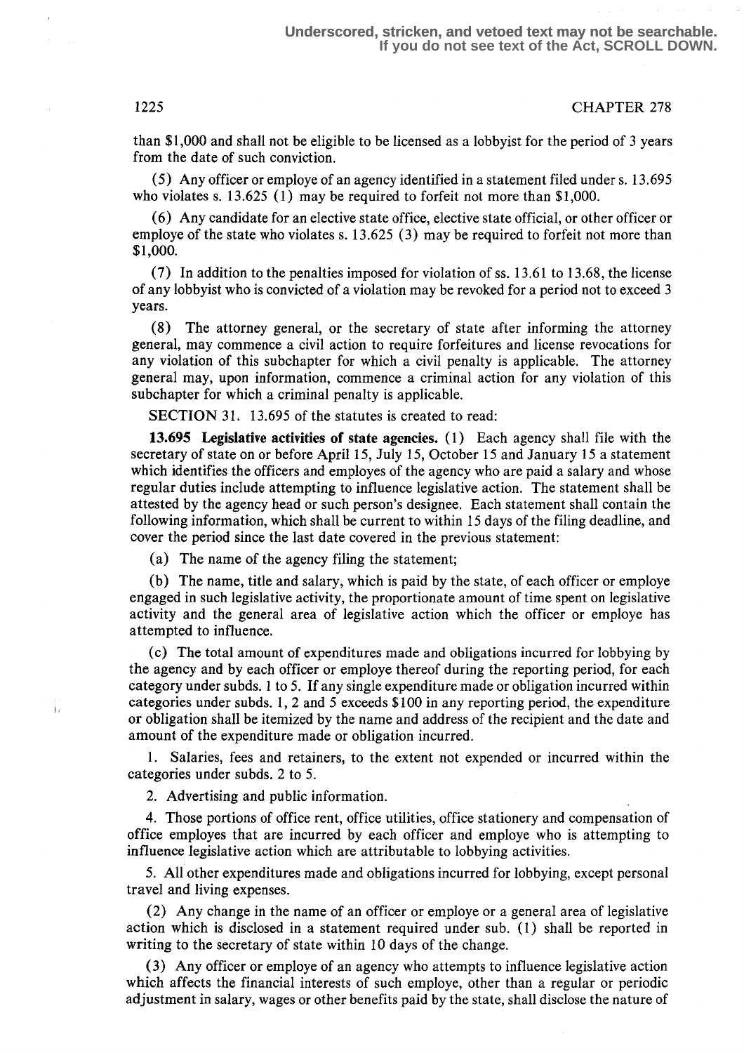than $1,000 and shall not be eligible to be licensed as a lobbyist for the period of 3 years from the date of such conviction.

(5) Any officer or employe of an agency identified in a statement filed under s. 13.695 who violates s. 13.625 (1) may be required to forfeit not more than $1,000.

(6) Any candidate for an elective state office, elective state official, or other officer or employe of the state who violates s. 13.625 (3) may be required to forfeit not more than $1,000.

(7) In addition to the penalties imposed for violation of ss. 13.61 to 13.68, the license of any lobbyist who is convicted of a violation may be revoked for a period not to exceed 3 years.

(8) The attorney general, or the secretary of state after informing the attorney general, may commence a civil action to require forfeitures and license revocations for any violation of this subchapter for which a civil penalty is applicable. The attorney general may, upon information, commence a criminal action for any violation of this subchapter for which a criminal penalty is applicable.

SECTION 31. 13.695 of the statutes is created to read:

**13.695 Legislative activities of state agencies.** (1) Each agency shall file with the secretary of state on or before April 15, July 15, October 15 and January 15 a statement which identifies the officers and employes of the agency who are paid a salary and whose regular duties include attempting to influence legislative action. The statement shall be attested by the agency head or such person's designee. Each statement shall contain the following information, which shall be current to within 15 days of the filing deadline, and cover the period since the last date covered in the previous statement:

(a) The name of the agency filing the statement;

(b) The name, title and salary, which is paid by the state, of each officer or employe engaged in such legislative activity, the proportionate amount of time spent on legislative activity and the general area of legislative action which the officer or employe has attempted to influence.

(c) The total amount of expenditures made and obligations incurred for lobbying by the agency and by each officer or employe thereof during the reporting period, for each category under subds. 1 to 5. If any single expenditure made or obligation incurred within categories under subds. 1, 2 and 5 exceeds $100 in any reporting period, the expenditure or obligation shall be itemized by the name and address of the recipient and the date and amount of the expenditure made or obligation incurred.

1. Salaries, fees and retainers, to the extent not expended or incurred within the categories under subds. 2 to 5.

2. Advertising and public information.

4. Those portions of office rent, office utilities, office stationery and compensation of office employes that are incurred by each officer and employe who is attempting to influence legislative action which are attributable to lobbying activities.

5. All other expenditures made and obligations incurred for lobbying, except personal travel and living expenses.

(2) Any change in the name of an officer or employe or a general area of legislative action which is disclosed in a statement required under sub. (1) shall be reported in writing to the secretary of state within 10 days of the change.

(3) Any officer or employe of an agency who attempts to influence legislative action which affects the financial interests of such employe, other than a regular or periodic adjustment in salary, wages or other benefits paid by the state, shall disclose the nature of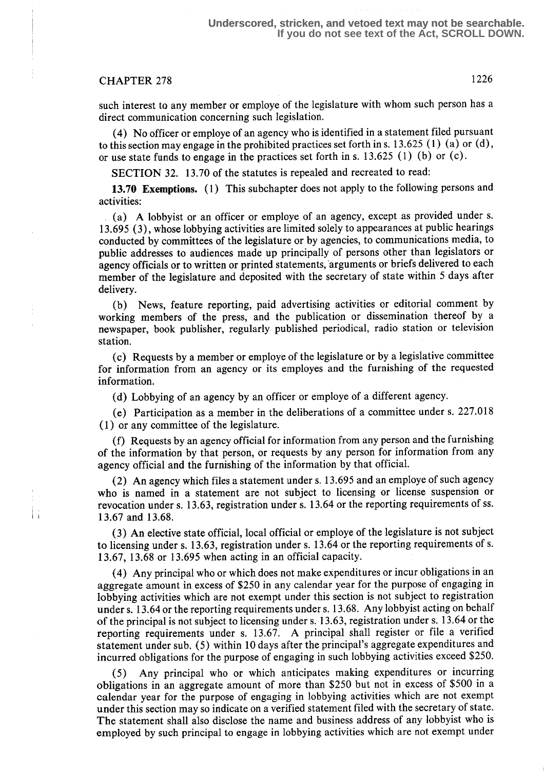such interest to any member or employe of the legislature with whom such person has a direct communication concerning such legislation.

(4) No officer or employe of an agency who is identified in a statement filed pursuant to this section may engage in the prohibited practices set forth in s. 13.625 (1) (a) or (d), or use state funds to engage in the practices set forth in s. 13.625 (1) (b) or (c).

SECTION 32. 13.70 of the statutes is repealed and recreated to read:

**13.70 Exemptions.** (1) This subchapter does not apply to the following persons and activities:

(a) A lobbyist or an officer or employe of an agency, except as provided under s. 13.695 (3), whose lobbying activities are limited solely to appearances at public hearings conducted by committees of the legislature or by agencies, to communications media, to public addresses to audiences made up principally of persons other than legislators or agency officials or to written or printed statements, arguments or briefs delivered to each member of the legislature and deposited with the secretary of state within 5 days after delivery.

(b) News, feature reporting, paid advertising activities or editorial comment by working members of the press, and the publication or dissemination thereof by a newspaper, book publisher, regularly published periodical, radio station or television station.

(c) Requests by a member or employe of the legislature or by a legislative committee for information from an agency or its employes and the furnishing of the requested information.

(d) Lobbying of an agency by an officer or employe of a different agency.

(e) Participation as a member in the deliberations of a committee under s. 227.018 (1) or any committee of the legislature.

(f) Requests by an agency official for information from any person and the furnishing of the information by that person, or requests by any person for information from any agency official and the furnishing of the information by that official.

(2) An agency which files a statement under s. 13.695 and an employe of such agency who is named in a statement are not subject to licensing or license suspension or revocation under s. 13.63, registration under s. 13.64 or the reporting requirements of ss. 13.67 and 13.68.

(3) An elective state official, local official or employe of the legislature is not subject to licensing under s. 13.63, registration under s. 13.64 or the reporting requirements of s. 13.67, 13.68 or 13.695 when acting in an official capacity.

(4) Any principal who or which does not make expenditures or incur obligations in an aggregate amount in excess of $250 in any calendar year for the purpose of engaging in lobbying activities which are not exempt under this section is not subject to registration under s. 13.64 or the reporting requirements under s. 13.68. Any lobbyist acting on behalf of the principal is not subject to licensing under s. 13.63, registration under s. 13.64 or the reporting requirements under s. 13.67. A principal shall register or file a verified statement under sub. (5) within 10 days after the principal's aggregate expenditures and incurred obligations for the purpose of engaging in such lobbying activities exceed $250.

(5) Any principal who or which anticipates making expenditures or incurring obligations in an aggregate amount of more than $250 but not in excess of $500 in a calendar year for the purpose of engaging in lobbying activities which are not exempt under this section may so indicate on a verified statement filed with the secretary of state. The statement shall also disclose the name and business address of any lobbyist who is employed by such principal to engage in lobbying activities which are not exempt under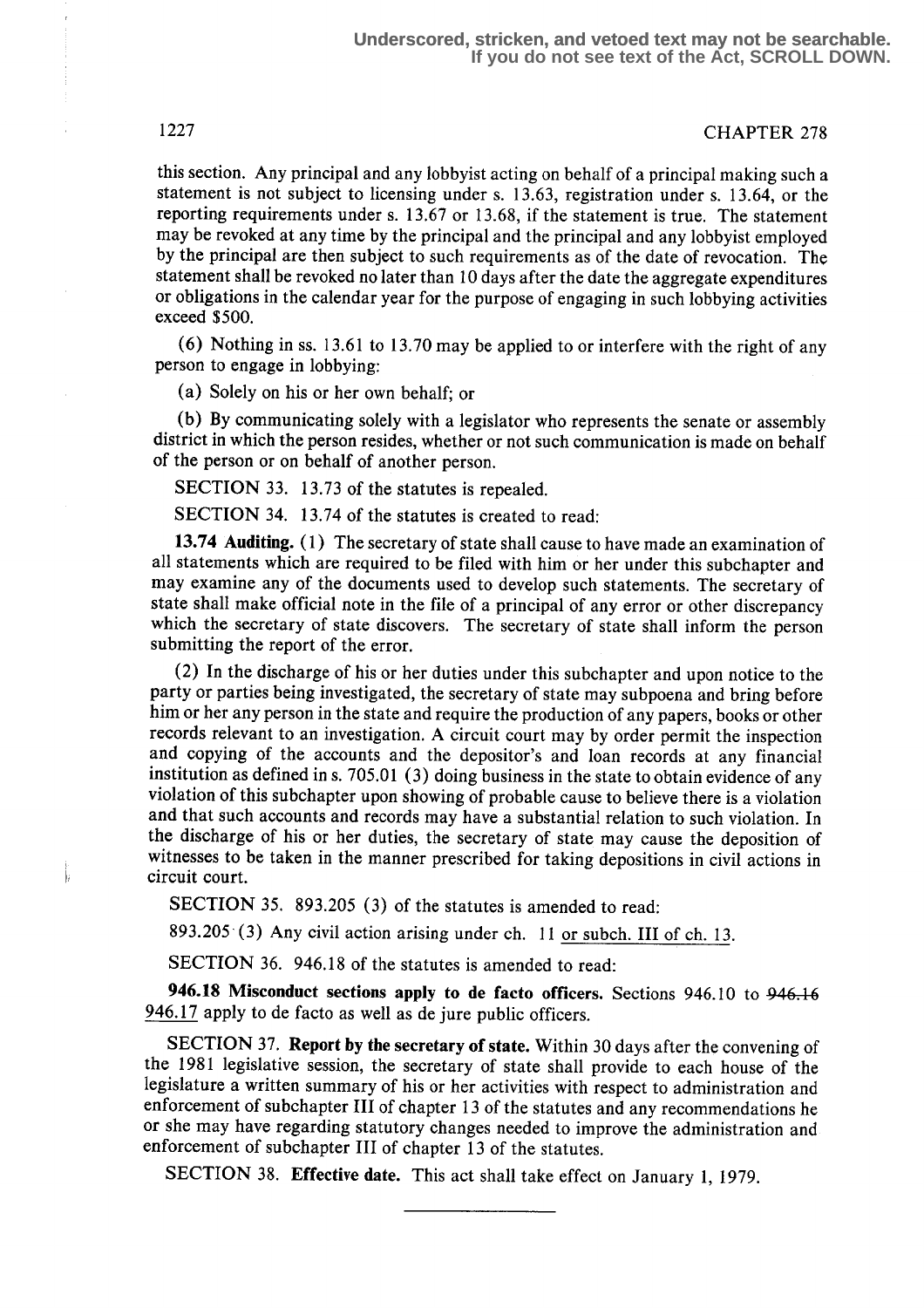Underscored, stricken, and vetoed text may not be searchable.
If you do not see text of the Act, SCROLL DOWN.

this section. Any principal and any lobbyist acting on behalf of a principal making such a statement is not subject to licensing under s. 13.63, registration under s. 13.64, or the reporting requirements under s. 13.67 or 13.68, if the statement is true. The statement may be revoked at any time by the principal and the principal and any lobbyist employed by the principal are then subject to such requirements as of the date of revocation. The statement shall be revoked no later than 10 days after the date the aggregate expenditures or obligations in the calendar year for the purpose of engaging in such lobbying activities exceed $500.

(6) Nothing in ss. 13.61 to 13.70 may be applied to or interfere with the right of any person to engage in lobbying:

(a) Solely on his or her own behalf; or

(b) By communicating solely with a legislator who represents the senate or assembly district in which the person resides, whether or not such communication is made on behalf of the person or on behalf of another person.

SECTION 33. 13.73 of the statutes is repealed.

SECTION 34. 13.74 of the statutes is created to read:

**13.74 Auditing.** (1) The secretary of state shall cause to have made an examination of all statements which are required to be filed with him or her under this subchapter and may examine any of the documents used to develop such statements. The secretary of state shall make official note in the file of a principal of any error or other discrepancy which the secretary of state discovers. The secretary of state shall inform the person submitting the report of the error.

(2) In the discharge of his or her duties under this subchapter and upon notice to the party or parties being investigated, the secretary of state may subpoena and bring before him or her any person in the state and require the production of any papers, books or other records relevant to an investigation. A circuit court may by order permit the inspection and copying of the accounts and the depositor's and loan records at any financial institution as defined in s. 705.01 (3) doing business in the state to obtain evidence of any violation of this subchapter upon showing of probable cause to believe there is a violation and that such accounts and records may have a substantial relation to such violation. In the discharge of his or her duties, the secretary of state may cause the deposition of witnesses to be taken in the manner prescribed for taking depositions in civil actions in circuit court.

SECTION 35. 893.205 (3) of the statutes is amended to read:

893.205 (3) Any civil action arising under ch. 11 or subch. III of ch. 13.

SECTION 36. 946.18 of the statutes is amended to read:

**946.18 Misconduct sections apply to de facto officers.** Sections 946.10 to ~~946.16~~ 946.17 apply to de facto as well as de jure public officers.

SECTION 37. **Report by the secretary of state.** Within 30 days after the convening of the 1981 legislative session, the secretary of state shall provide to each house of the legislature a written summary of his or her activities with respect to administration and enforcement of subchapter III of chapter 13 of the statutes and any recommendations he or she may have regarding statutory changes needed to improve the administration and enforcement of subchapter III of chapter 13 of the statutes.

SECTION 38. **Effective date.** This act shall take effect on January 1, 1979.